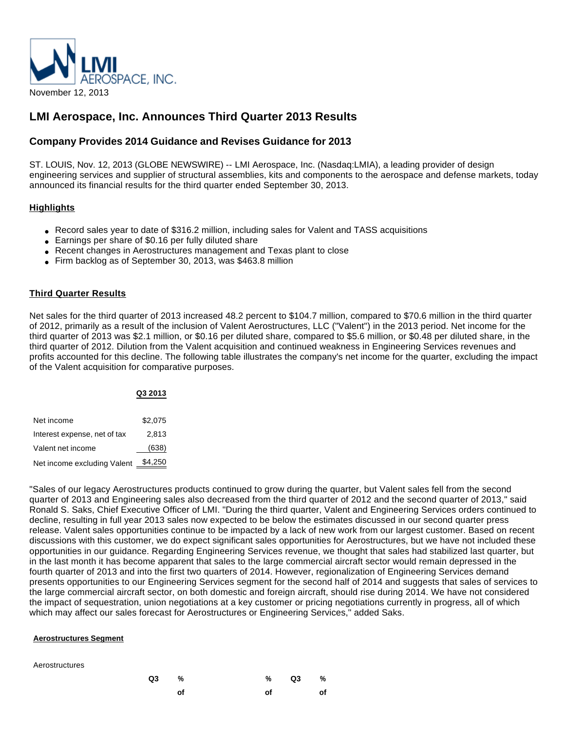LMI AEROSPACE, INC.

November 12, 2013

# LMI Aerospace, Inc. Announces Third Quarter 2013 Results

## Company Provides 2014 Guidance and Revises Guidance for 2013

ST. LOUIS, Nov. 12, 2013 (GLOBE NEWSWIRE) -- LMI Aerospace, Inc. (Nasdaq:LMIA), a leading provider of design engineering services and supplier of structural assemblies, kits and components to the aerospace and defense markets, today announced its financial results for the third quarter ended September 30, 2013.

### Highlights

- Record sales year to date of $316.2 million, including sales for Valent and TASS acquisitions
- Earnings per share of $0.16 per fully diluted share
- Recent changes in Aerostructures management and Texas plant to close
- Firm backlog as of September 30, 2013, was $463.8 million

### Third Quarter Results

Net sales for the third quarter of 2013 increased 48.2 percent to $104.7 million, compared to $70.6 million in the third quarter of 2012, primarily as a result of the inclusion of Valent Aerostructures, LLC ("Valent") in the 2013 period. Net income for the third quarter of 2013 was $2.1 million, or $0.16 per diluted share, compared to $5.6 million, or $0.48 per diluted share, in the third quarter of 2012. Dilution from the Valent acquisition and continued weakness in Engineering Services revenues and profits accounted for this decline. The following table illustrates the company's net income for the quarter, excluding the impact of the Valent acquisition for comparative purposes.

| | Q3 2013 |
|---|---|
| Net income | $2,075 |
| Interest expense, net of tax | 2,813 |
| Valent net income | (638) |
| Net income excluding Valent | $4,250 |

"Sales of our legacy Aerostructures products continued to grow during the quarter, but Valent sales fell from the second quarter of 2013 and Engineering sales also decreased from the third quarter of 2012 and the second quarter of 2013," said Ronald S. Saks, Chief Executive Officer of LMI. "During the third quarter, Valent and Engineering Services orders continued to decline, resulting in full year 2013 sales now expected to be below the estimates discussed in our second quarter press release. Valent sales opportunities continue to be impacted by a lack of new work from our largest customer. Based on recent discussions with this customer, we do expect significant sales opportunities for Aerostructures, but we have not included these opportunities in our guidance. Regarding Engineering Services revenue, we thought that sales had stabilized last quarter, but in the last month it has become apparent that sales to the large commercial aircraft sector would remain depressed in the fourth quarter of 2013 and into the first two quarters of 2014. However, regionalization of Engineering Services demand presents opportunities to our Engineering Services segment for the second half of 2014 and suggests that sales of services to the large commercial aircraft sector, on both domestic and foreign aircraft, should rise during 2014. We have not considered the impact of sequestration, union negotiations at a key customer or pricing negotiations currently in progress, all of which which may affect our sales forecast for Aerostructures or Engineering Services," added Saks.

#### Aerostructures Segment

| Aerostructures | Q3 | % of | | % of | Q3 | % of |
|---|---|---|---|---|---|---|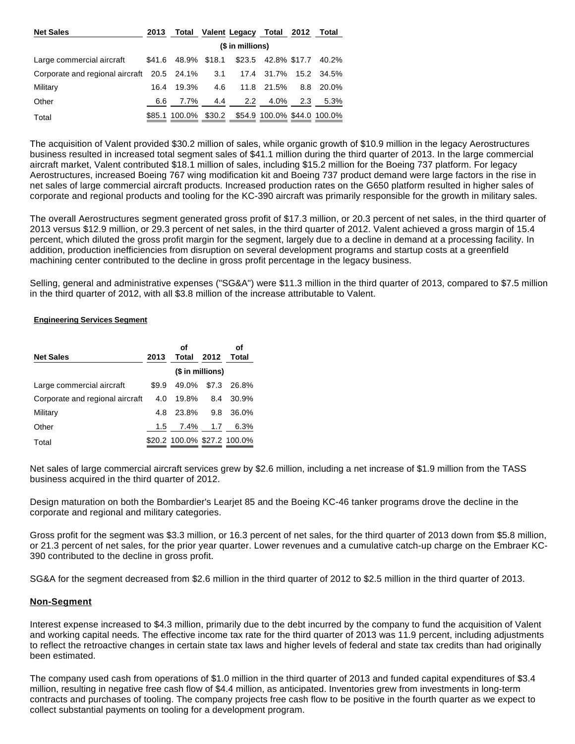| Net Sales | 2013 | Total | Valent | Legacy | Total | 2012 | Total |
|---|---|---|---|---|---|---|---|
| | ($ in millions) | | | | | | |
| Large commercial aircraft | $41.6 | 48.9% | $18.1 | $23.5 | 42.8% | $17.7 | 40.2% |
| Corporate and regional aircraft | 20.5 | 24.1% | 3.1 | 17.4 | 31.7% | 15.2 | 34.5% |
| Military | 16.4 | 19.3% | 4.6 | 11.8 | 21.5% | 8.8 | 20.0% |
| Other | 6.6 | 7.7% | 4.4 | 2.2 | 4.0% | 2.3 | 5.3% |
| Total | $85.1 | 100.0% | $30.2 | $54.9 | 100.0% | $44.0 | 100.0% |

The acquisition of Valent provided $30.2 million of sales, while organic growth of $10.9 million in the legacy Aerostructures business resulted in increased total segment sales of $41.1 million during the third quarter of 2013. In the large commercial aircraft market, Valent contributed $18.1 million of sales, including $15.2 million for the Boeing 737 platform. For legacy Aerostructures, increased Boeing 767 wing modification kit and Boeing 737 product demand were large factors in the rise in net sales of large commercial aircraft products. Increased production rates on the G650 platform resulted in higher sales of corporate and regional products and tooling for the KC-390 aircraft was primarily responsible for the growth in military sales.

The overall Aerostructures segment generated gross profit of $17.3 million, or 20.3 percent of net sales, in the third quarter of 2013 versus $12.9 million, or 29.3 percent of net sales, in the third quarter of 2012. Valent achieved a gross margin of 15.4 percent, which diluted the gross profit margin for the segment, largely due to a decline in demand at a processing facility. In addition, production inefficiencies from disruption on several development programs and startup costs at a greenfield machining center contributed to the decline in gross profit percentage in the legacy business.

Selling, general and administrative expenses ("SG&A") were $11.3 million in the third quarter of 2013, compared to $7.5 million in the third quarter of 2012, with all $3.8 million of the increase attributable to Valent.

**Engineering Services Segment**

| Net Sales | 2013 | of Total | 2012 | of Total |
|---|---|---|---|---|
| | ($ in millions) | | | |
| Large commercial aircraft | $9.9 | 49.0% | $7.3 | 26.8% |
| Corporate and regional aircraft | 4.0 | 19.8% | 8.4 | 30.9% |
| Military | 4.8 | 23.8% | 9.8 | 36.0% |
| Other | 1.5 | 7.4% | 1.7 | 6.3% |
| Total | $20.2 | 100.0% | $27.2 | 100.0% |

Net sales of large commercial aircraft services grew by $2.6 million, including a net increase of $1.9 million from the TASS business acquired in the third quarter of 2012.

Design maturation on both the Bombardier's Learjet 85 and the Boeing KC-46 tanker programs drove the decline in the corporate and regional and military categories.

Gross profit for the segment was $3.3 million, or 16.3 percent of net sales, for the third quarter of 2013 down from $5.8 million, or 21.3 percent of net sales, for the prior year quarter. Lower revenues and a cumulative catch-up charge on the Embraer KC-390 contributed to the decline in gross profit.

SG&A for the segment decreased from $2.6 million in the third quarter of 2012 to $2.5 million in the third quarter of 2013.

## Non-Segment

Interest expense increased to $4.3 million, primarily due to the debt incurred by the company to fund the acquisition of Valent and working capital needs. The effective income tax rate for the third quarter of 2013 was 11.9 percent, including adjustments to reflect the retroactive changes in certain state tax laws and higher levels of federal and state tax credits than had originally been estimated.

The company used cash from operations of $1.0 million in the third quarter of 2013 and funded capital expenditures of $3.4 million, resulting in negative free cash flow of $4.4 million, as anticipated. Inventories grew from investments in long-term contracts and purchases of tooling. The company projects free cash flow to be positive in the fourth quarter as we expect to collect substantial payments on tooling for a development program.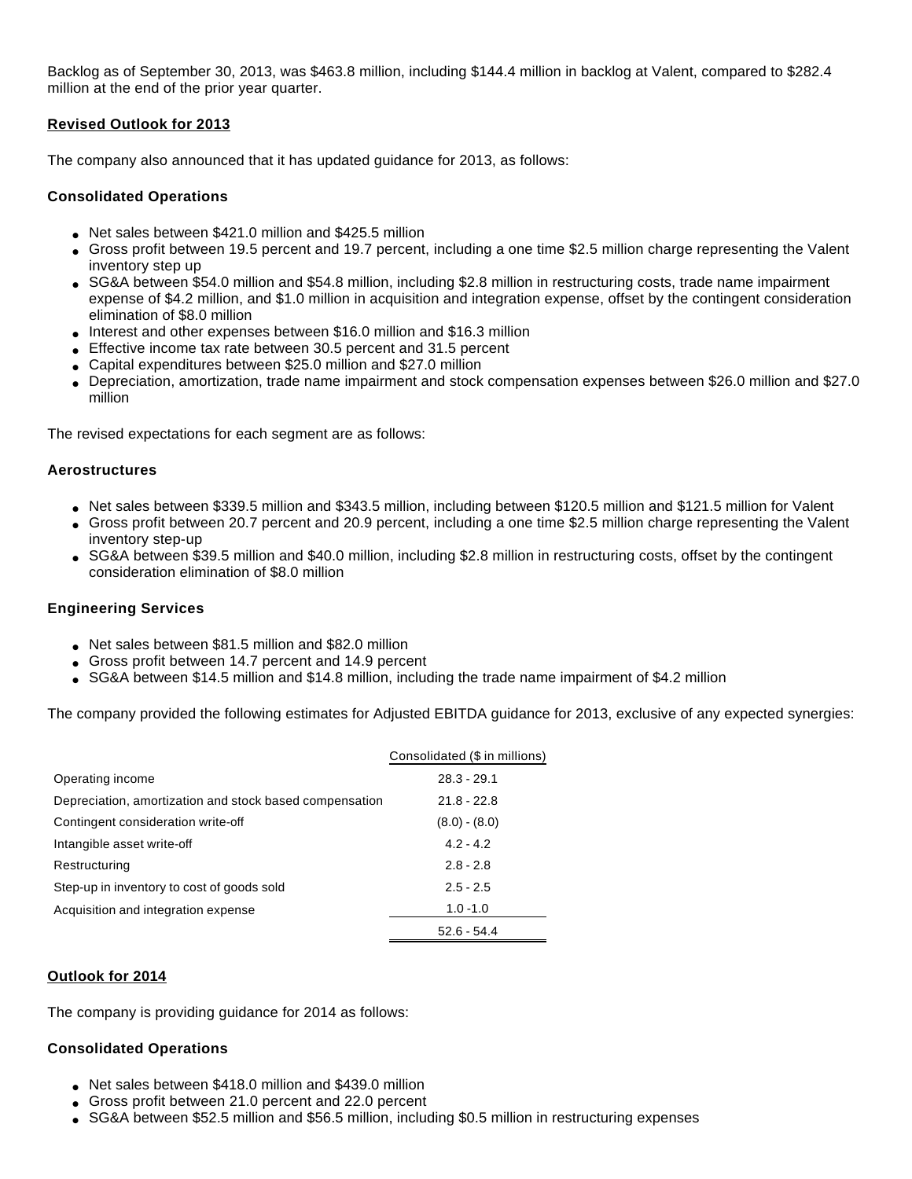Backlog as of September 30, 2013, was $463.8 million, including $144.4 million in backlog at Valent, compared to $282.4 million at the end of the prior year quarter.

## Revised Outlook for 2013

The company also announced that it has updated guidance for 2013, as follows:

### Consolidated Operations

- Net sales between $421.0 million and $425.5 million
- Gross profit between 19.5 percent and 19.7 percent, including a one time $2.5 million charge representing the Valent inventory step up
- SG&A between $54.0 million and $54.8 million, including $2.8 million in restructuring costs, trade name impairment expense of $4.2 million, and $1.0 million in acquisition and integration expense, offset by the contingent consideration elimination of $8.0 million
- Interest and other expenses between $16.0 million and $16.3 million
- Effective income tax rate between 30.5 percent and 31.5 percent
- Capital expenditures between $25.0 million and $27.0 million
- Depreciation, amortization, trade name impairment and stock compensation expenses between $26.0 million and $27.0 million

The revised expectations for each segment are as follows:

### Aerostructures

- Net sales between $339.5 million and $343.5 million, including between $120.5 million and $121.5 million for Valent
- Gross profit between 20.7 percent and 20.9 percent, including a one time $2.5 million charge representing the Valent inventory step-up
- SG&A between $39.5 million and $40.0 million, including $2.8 million in restructuring costs, offset by the contingent consideration elimination of $8.0 million

### Engineering Services

- Net sales between $81.5 million and $82.0 million
- Gross profit between 14.7 percent and 14.9 percent
- SG&A between $14.5 million and $14.8 million, including the trade name impairment of $4.2 million

The company provided the following estimates for Adjusted EBITDA guidance for 2013, exclusive of any expected synergies:

| | Consolidated ($ in millions) |
|---|---|
| Operating income | 28.3 - 29.1 |
| Depreciation, amortization and stock based compensation | 21.8 - 22.8 |
| Contingent consideration write-off | (8.0) - (8.0) |
| Intangible asset write-off | 4.2 - 4.2 |
| Restructuring | 2.8 - 2.8 |
| Step-up in inventory to cost of goods sold | 2.5 - 2.5 |
| Acquisition and integration expense | 1.0 -1.0 |
| | 52.6 - 54.4 |

## Outlook for 2014

The company is providing guidance for 2014 as follows:

### Consolidated Operations

- Net sales between $418.0 million and $439.0 million
- Gross profit between 21.0 percent and 22.0 percent
- SG&A between $52.5 million and $56.5 million, including $0.5 million in restructuring expenses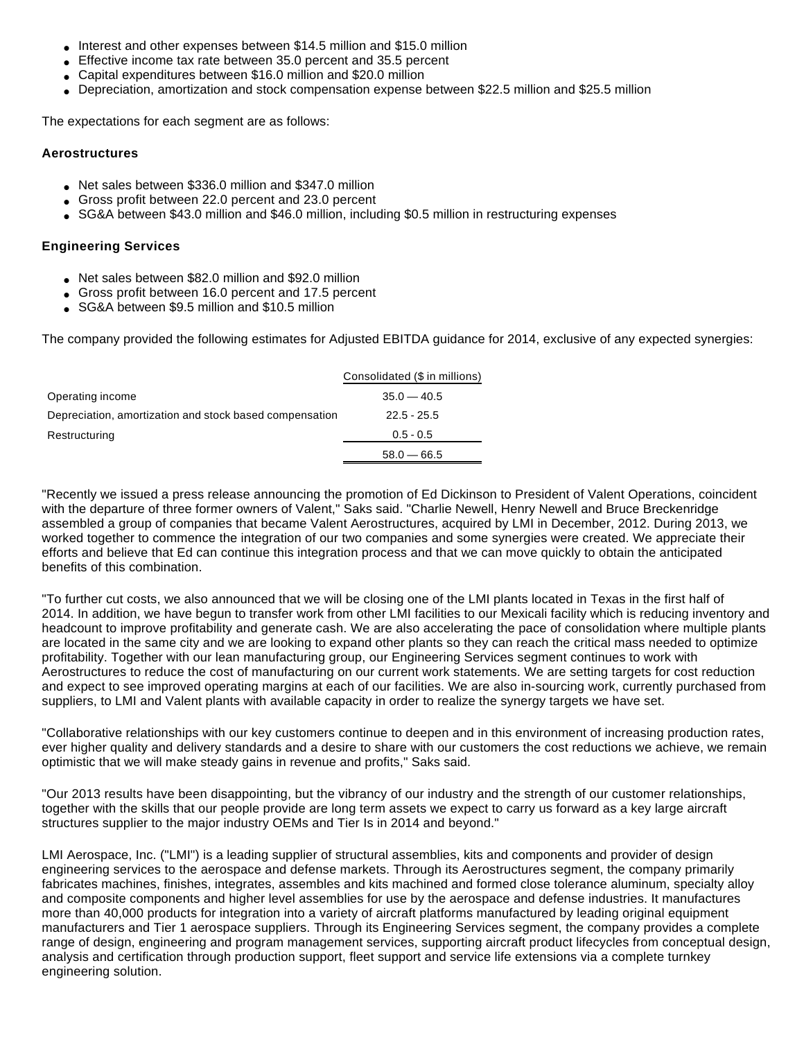- Interest and other expenses between $14.5 million and $15.0 million
- Effective income tax rate between 35.0 percent and 35.5 percent
- Capital expenditures between $16.0 million and $20.0 million
- Depreciation, amortization and stock compensation expense between $22.5 million and $25.5 million

The expectations for each segment are as follows:

**Aerostructures**

- Net sales between $336.0 million and $347.0 million
- Gross profit between 22.0 percent and 23.0 percent
- SG&A between $43.0 million and $46.0 million, including $0.5 million in restructuring expenses

**Engineering Services**

- Net sales between $82.0 million and $92.0 million
- Gross profit between 16.0 percent and 17.5 percent
- SG&A between $9.5 million and $10.5 million

The company provided the following estimates for Adjusted EBITDA guidance for 2014, exclusive of any expected synergies:

| | Consolidated ($ in millions) |
|---|---|
| Operating income | 35.0 — 40.5 |
| Depreciation, amortization and stock based compensation | 22.5 - 25.5 |
| Restructuring | 0.5 - 0.5 |
| | 58.0 — 66.5 |

"Recently we issued a press release announcing the promotion of Ed Dickinson to President of Valent Operations, coincident with the departure of three former owners of Valent," Saks said. "Charlie Newell, Henry Newell and Bruce Breckenridge assembled a group of companies that became Valent Aerostructures, acquired by LMI in December, 2012. During 2013, we worked together to commence the integration of our two companies and some synergies were created. We appreciate their efforts and believe that Ed can continue this integration process and that we can move quickly to obtain the anticipated benefits of this combination.

"To further cut costs, we also announced that we will be closing one of the LMI plants located in Texas in the first half of 2014. In addition, we have begun to transfer work from other LMI facilities to our Mexicali facility which is reducing inventory and headcount to improve profitability and generate cash. We are also accelerating the pace of consolidation where multiple plants are located in the same city and we are looking to expand other plants so they can reach the critical mass needed to optimize profitability. Together with our lean manufacturing group, our Engineering Services segment continues to work with Aerostructures to reduce the cost of manufacturing on our current work statements. We are setting targets for cost reduction and expect to see improved operating margins at each of our facilities. We are also in-sourcing work, currently purchased from suppliers, to LMI and Valent plants with available capacity in order to realize the synergy targets we have set.

"Collaborative relationships with our key customers continue to deepen and in this environment of increasing production rates, ever higher quality and delivery standards and a desire to share with our customers the cost reductions we achieve, we remain optimistic that we will make steady gains in revenue and profits," Saks said.

"Our 2013 results have been disappointing, but the vibrancy of our industry and the strength of our customer relationships, together with the skills that our people provide are long term assets we expect to carry us forward as a key large aircraft structures supplier to the major industry OEMs and Tier Is in 2014 and beyond."

LMI Aerospace, Inc. ("LMI") is a leading supplier of structural assemblies, kits and components and provider of design engineering services to the aerospace and defense markets. Through its Aerostructures segment, the company primarily fabricates machines, finishes, integrates, assembles and kits machined and formed close tolerance aluminum, specialty alloy and composite components and higher level assemblies for use by the aerospace and defense industries. It manufactures more than 40,000 products for integration into a variety of aircraft platforms manufactured by leading original equipment manufacturers and Tier 1 aerospace suppliers. Through its Engineering Services segment, the company provides a complete range of design, engineering and program management services, supporting aircraft product lifecycles from conceptual design, analysis and certification through production support, fleet support and service life extensions via a complete turnkey engineering solution.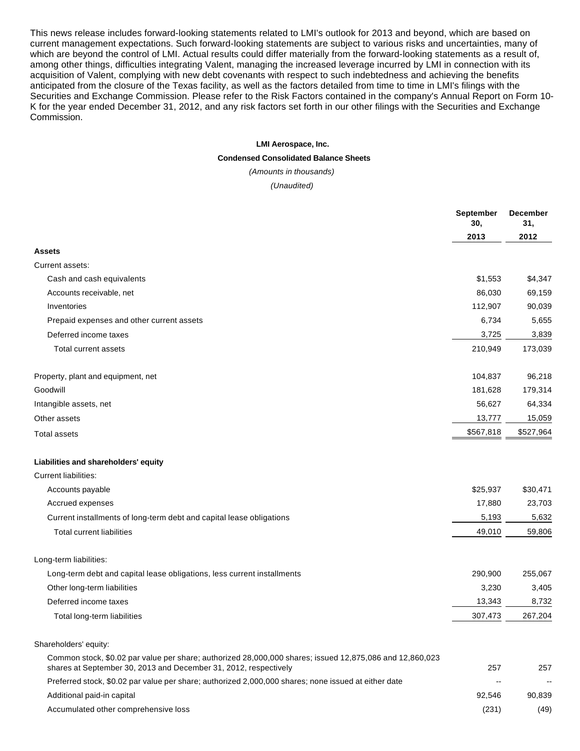This news release includes forward-looking statements related to LMI's outlook for 2013 and beyond, which are based on current management expectations. Such forward-looking statements are subject to various risks and uncertainties, many of which are beyond the control of LMI. Actual results could differ materially from the forward-looking statements as a result of, among other things, difficulties integrating Valent, managing the increased leverage incurred by LMI in connection with its acquisition of Valent, complying with new debt covenants with respect to such indebtedness and achieving the benefits anticipated from the closure of the Texas facility, as well as the factors detailed from time to time in LMI's filings with the Securities and Exchange Commission. Please refer to the Risk Factors contained in the company's Annual Report on Form 10-K for the year ended December 31, 2012, and any risk factors set forth in our other filings with the Securities and Exchange Commission.

**LMI Aerospace, Inc.**

**Condensed Consolidated Balance Sheets**

*(Amounts in thousands)*

*(Unaudited)*

| | September 30, 2013 | December 31, 2012 |
|---|---|---|
| **Assets** | | |
| Current assets: | | |
| Cash and cash equivalents | $1,553 | $4,347 |
| Accounts receivable, net | 86,030 | 69,159 |
| Inventories | 112,907 | 90,039 |
| Prepaid expenses and other current assets | 6,734 | 5,655 |
| Deferred income taxes | 3,725 | 3,839 |
| Total current assets | 210,949 | 173,039 |
| | | |
| Property, plant and equipment, net | 104,837 | 96,218 |
| Goodwill | 181,628 | 179,314 |
| Intangible assets, net | 56,627 | 64,334 |
| Other assets | 13,777 | 15,059 |
| Total assets | $567,818 | $527,964 |
| | | |
| **Liabilities and shareholders' equity** | | |
| Current liabilities: | | |
| Accounts payable | $25,937 | $30,471 |
| Accrued expenses | 17,880 | 23,703 |
| Current installments of long-term debt and capital lease obligations | 5,193 | 5,632 |
| Total current liabilities | 49,010 | 59,806 |
| | | |
| Long-term liabilities: | | |
| Long-term debt and capital lease obligations, less current installments | 290,900 | 255,067 |
| Other long-term liabilities | 3,230 | 3,405 |
| Deferred income taxes | 13,343 | 8,732 |
| Total long-term liabilities | 307,473 | 267,204 |
| | | |
| Shareholders' equity: | | |
| Common stock, $0.02 par value per share; authorized 28,000,000 shares; issued 12,875,086 and 12,860,023 shares at September 30, 2013 and December 31, 2012, respectively | 257 | 257 |
| Preferred stock, $0.02 par value per share; authorized 2,000,000 shares; none issued at either date | -- | -- |
| Additional paid-in capital | 92,546 | 90,839 |
| Accumulated other comprehensive loss | (231) | (49) |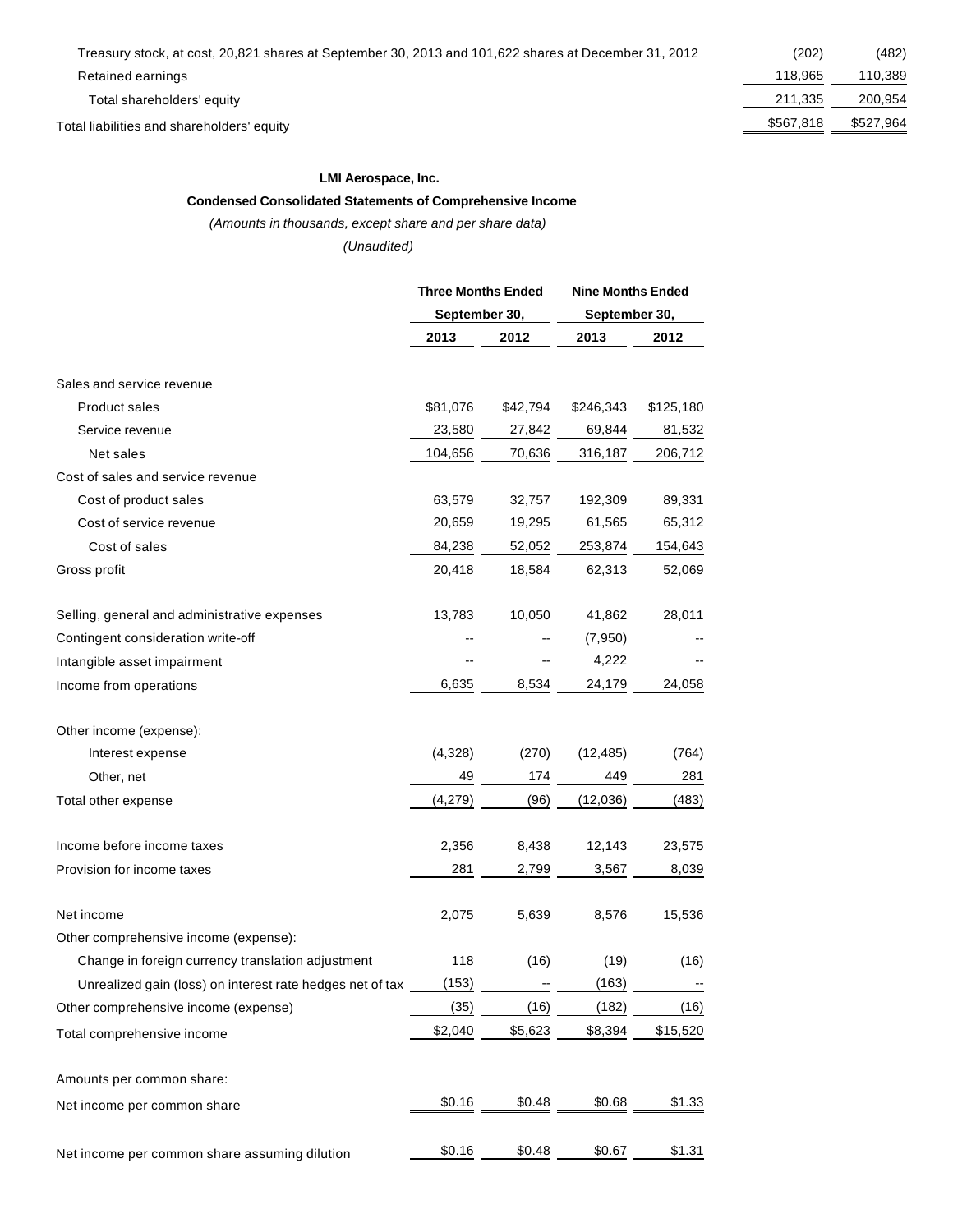| | | |
|---|---|---|
| Treasury stock, at cost, 20,821 shares at September 30, 2013 and 101,622 shares at December 31, 2012 | (202) | (482) |
| Retained earnings | 118,965 | 110,389 |
| Total shareholders' equity | 211,335 | 200,954 |
| Total liabilities and shareholders' equity | $567,818 | $527,964 |

**LMI Aerospace, Inc.**

**Condensed Consolidated Statements of Comprehensive Income**

*(Amounts in thousands, except share and per share data)*

*(Unaudited)*

| | Three Months Ended September 30, | | Nine Months Ended September 30, | |
|---|---|---|---|---|
| | 2013 | 2012 | 2013 | 2012 |
| Sales and service revenue | | | | |
| Product sales | $81,076 | $42,794 | $246,343 | $125,180 |
| Service revenue | 23,580 | 27,842 | 69,844 | 81,532 |
| Net sales | 104,656 | 70,636 | 316,187 | 206,712 |
| Cost of sales and service revenue | | | | |
| Cost of product sales | 63,579 | 32,757 | 192,309 | 89,331 |
| Cost of service revenue | 20,659 | 19,295 | 61,565 | 65,312 |
| Cost of sales | 84,238 | 52,052 | 253,874 | 154,643 |
| Gross profit | 20,418 | 18,584 | 62,313 | 52,069 |
| Selling, general and administrative expenses | 13,783 | 10,050 | 41,862 | 28,011 |
| Contingent consideration write-off | -- | -- | (7,950) | -- |
| Intangible asset impairment | -- | -- | 4,222 | -- |
| Income from operations | 6,635 | 8,534 | 24,179 | 24,058 |
| Other income (expense): | | | | |
| Interest expense | (4,328) | (270) | (12,485) | (764) |
| Other, net | 49 | 174 | 449 | 281 |
| Total other expense | (4,279) | (96) | (12,036) | (483) |
| Income before income taxes | 2,356 | 8,438 | 12,143 | 23,575 |
| Provision for income taxes | 281 | 2,799 | 3,567 | 8,039 |
| Net income | 2,075 | 5,639 | 8,576 | 15,536 |
| Other comprehensive income (expense): | | | | |
| Change in foreign currency translation adjustment | 118 | (16) | (19) | (16) |
| Unrealized gain (loss) on interest rate hedges net of tax | (153) | -- | (163) | -- |
| Other comprehensive income (expense) | (35) | (16) | (182) | (16) |
| Total comprehensive income | $2,040 | $5,623 | $8,394 | $15,520 |
| Amounts per common share: | | | | |
| Net income per common share | $0.16 | $0.48 | $0.68 | $1.33 |
| Net income per common share assuming dilution | $0.16 | $0.48 | $0.67 | $1.31 |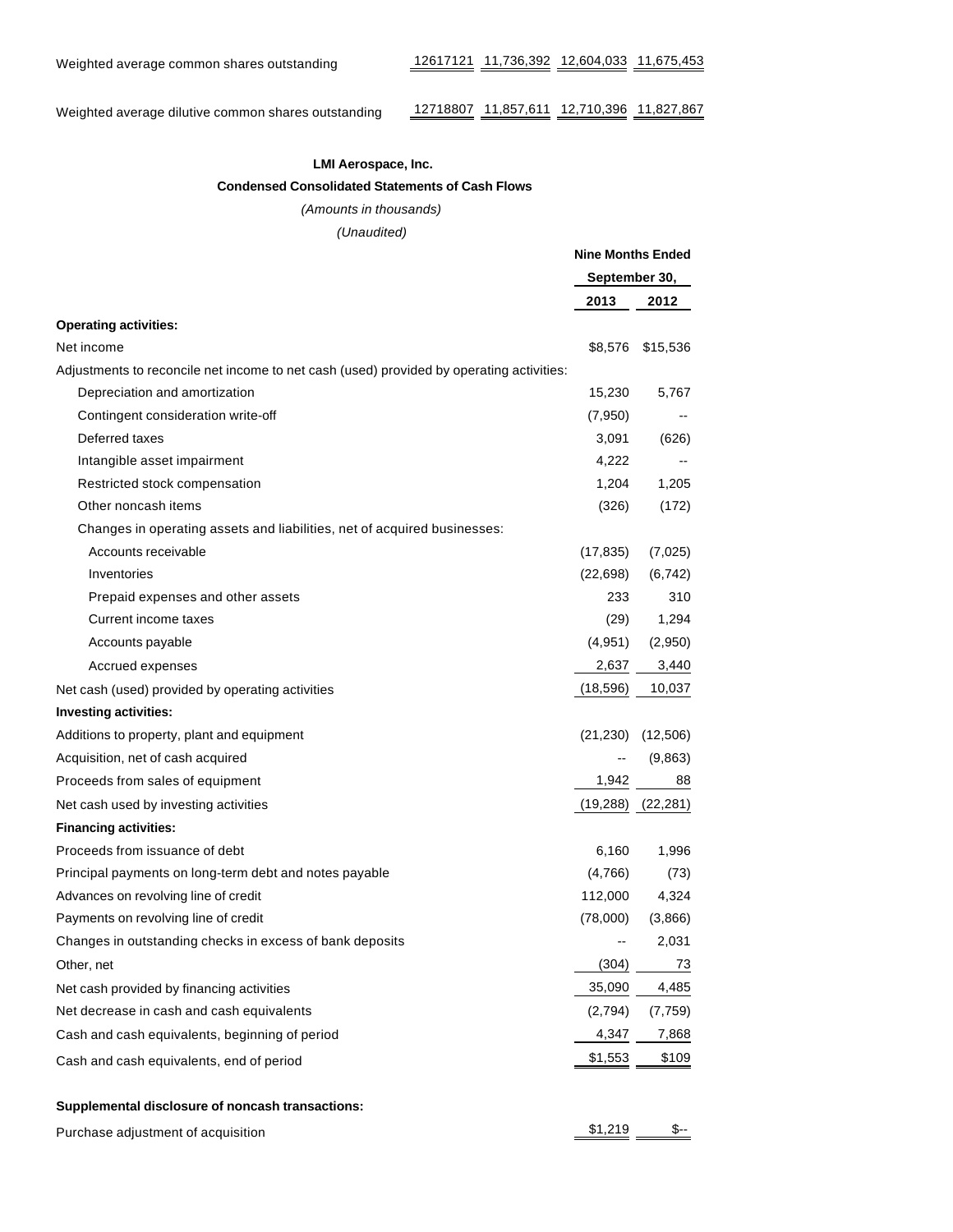| | | | | |
|---|---|---|---|---|
| Weighted average common shares outstanding | 12617121 | 11,736,392 | 12,604,033 | 11,675,453 |
| Weighted average dilutive common shares outstanding | 12718807 | 11,857,611 | 12,710,396 | 11,827,867 |

**LMI Aerospace, Inc.**

**Condensed Consolidated Statements of Cash Flows**

*(Amounts in thousands)*

*(Unaudited)*

| | Nine Months Ended September 30, | |
|---|---|---|
| | **2013** | **2012** |
| **Operating activities:** | | |
| Net income | $8,576 | $15,536 |
| Adjustments to reconcile net income to net cash (used) provided by operating activities: | | |
| Depreciation and amortization | 15,230 | 5,767 |
| Contingent consideration write-off | (7,950) | -- |
| Deferred taxes | 3,091 | (626) |
| Intangible asset impairment | 4,222 | -- |
| Restricted stock compensation | 1,204 | 1,205 |
| Other noncash items | (326) | (172) |
| Changes in operating assets and liabilities, net of acquired businesses: | | |
| Accounts receivable | (17,835) | (7,025) |
| Inventories | (22,698) | (6,742) |
| Prepaid expenses and other assets | 233 | 310 |
| Current income taxes | (29) | 1,294 |
| Accounts payable | (4,951) | (2,950) |
| Accrued expenses | 2,637 | 3,440 |
| Net cash (used) provided by operating activities | (18,596) | 10,037 |
| **Investing activities:** | | |
| Additions to property, plant and equipment | (21,230) | (12,506) |
| Acquisition, net of cash acquired | -- | (9,863) |
| Proceeds from sales of equipment | 1,942 | 88 |
| Net cash used by investing activities | (19,288) | (22,281) |
| **Financing activities:** | | |
| Proceeds from issuance of debt | 6,160 | 1,996 |
| Principal payments on long-term debt and notes payable | (4,766) | (73) |
| Advances on revolving line of credit | 112,000 | 4,324 |
| Payments on revolving line of credit | (78,000) | (3,866) |
| Changes in outstanding checks in excess of bank deposits | -- | 2,031 |
| Other, net | (304) | 73 |
| Net cash provided by financing activities | 35,090 | 4,485 |
| Net decrease in cash and cash equivalents | (2,794) | (7,759) |
| Cash and cash equivalents, beginning of period | 4,347 | 7,868 |
| Cash and cash equivalents, end of period | $1,553 | $109 |
| | | |
| **Supplemental disclosure of noncash transactions:** | | |
| Purchase adjustment of acquisition | $1,219 | $-- |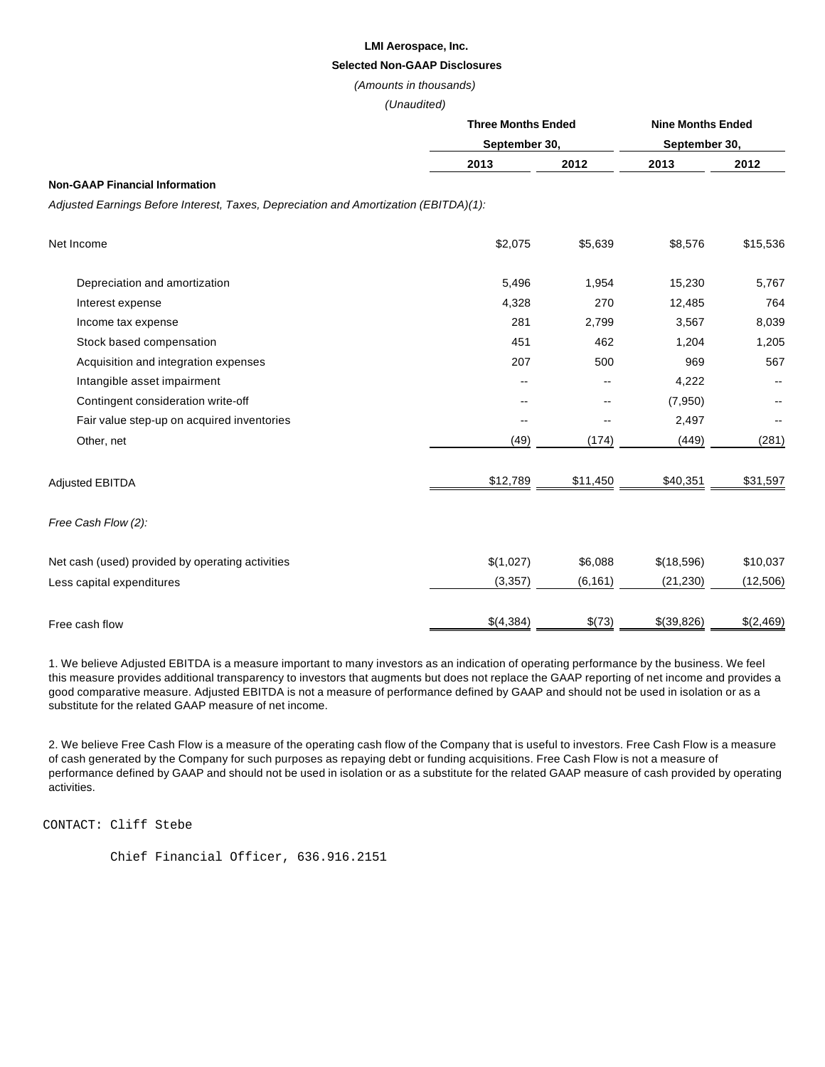**LMI Aerospace, Inc.**

**Selected Non-GAAP Disclosures**

*(Amounts in thousands)*

*(Unaudited)*

| | Three Months Ended September 30, | | Nine Months Ended September 30, | |
|---|---|---|---|---|
| | 2013 | 2012 | 2013 | 2012 |
| **Non-GAAP Financial Information** | | | | |
| *Adjusted Earnings Before Interest, Taxes, Depreciation and Amortization (EBITDA)(1):* | | | | |
| Net Income | $2,075 | $5,639 | $8,576 | $15,536 |
| Depreciation and amortization | 5,496 | 1,954 | 15,230 | 5,767 |
| Interest expense | 4,328 | 270 | 12,485 | 764 |
| Income tax expense | 281 | 2,799 | 3,567 | 8,039 |
| Stock based compensation | 451 | 462 | 1,204 | 1,205 |
| Acquisition and integration expenses | 207 | 500 | 969 | 567 |
| Intangible asset impairment | -- | -- | 4,222 | -- |
| Contingent consideration write-off | -- | -- | (7,950) | -- |
| Fair value step-up on acquired inventories | -- | -- | 2,497 | -- |
| Other, net | (49) | (174) | (449) | (281) |
| Adjusted EBITDA | $12,789 | $11,450 | $40,351 | $31,597 |
| *Free Cash Flow (2):* | | | | |
| Net cash (used) provided by operating activities | $(1,027) | $6,088 | $(18,596) | $10,037 |
| Less capital expenditures | (3,357) | (6,161) | (21,230) | (12,506) |
| Free cash flow | $(4,384) | $(73) | $(39,826) | $(2,469) |

1. We believe Adjusted EBITDA is a measure important to many investors as an indication of operating performance by the business. We feel this measure provides additional transparency to investors that augments but does not replace the GAAP reporting of net income and provides a good comparative measure. Adjusted EBITDA is not a measure of performance defined by GAAP and should not be used in isolation or as a substitute for the related GAAP measure of net income.

2. We believe Free Cash Flow is a measure of the operating cash flow of the Company that is useful to investors. Free Cash Flow is a measure of cash generated by the Company for such purposes as repaying debt or funding acquisitions. Free Cash Flow is not a measure of performance defined by GAAP and should not be used in isolation or as a substitute for the related GAAP measure of cash provided by operating activities.

CONTACT: Cliff Stebe

Chief Financial Officer, 636.916.2151